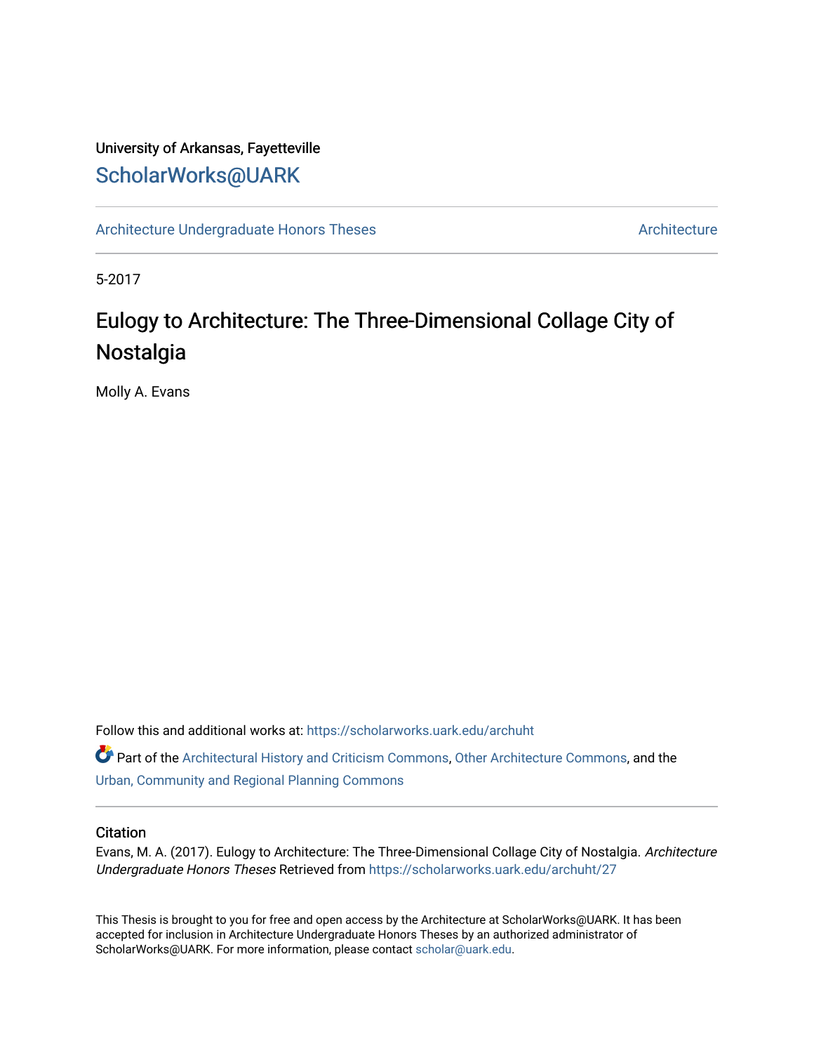University of Arkansas, Fayetteville

# ScholarWorks@UARK

Architecture Undergraduate Honors Theses — Architecture

5-2017

# Eulogy to Architecture: The Three-Dimensional Collage City of Nostalgia

Molly A. Evans

Follow this and additional works at: https://scholarworks.uark.edu/archuht

Part of the Architectural History and Criticism Commons, Other Architecture Commons, and the Urban, Community and Regional Planning Commons

## Citation

Evans, M. A. (2017). Eulogy to Architecture: The Three-Dimensional Collage City of Nostalgia. *Architecture Undergraduate Honors Theses* Retrieved from https://scholarworks.uark.edu/archuht/27

This Thesis is brought to you for free and open access by the Architecture at ScholarWorks@UARK. It has been accepted for inclusion in Architecture Undergraduate Honors Theses by an authorized administrator of ScholarWorks@UARK. For more information, please contact scholar@uark.edu.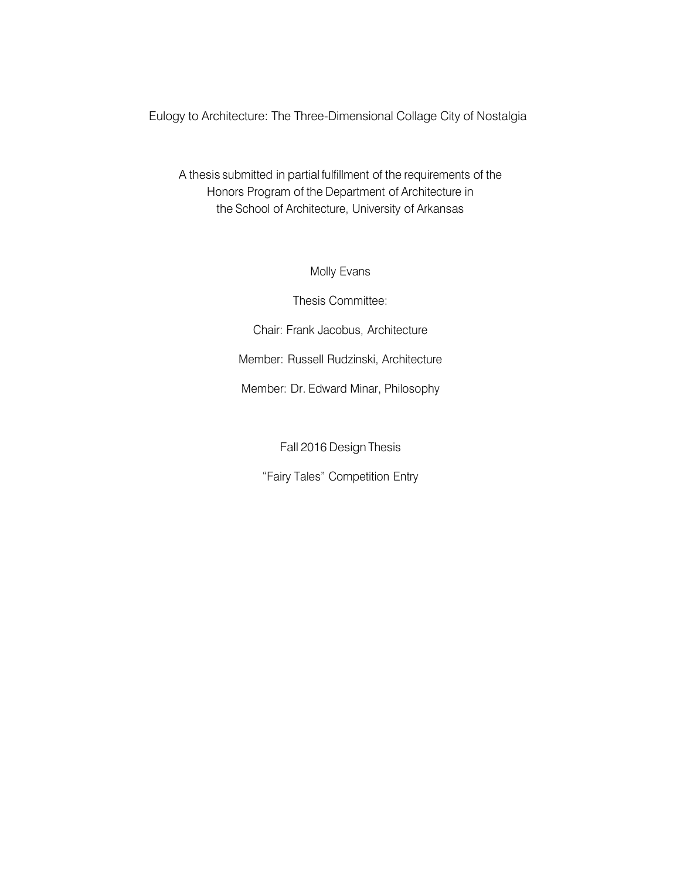# Eulogy to Architecture: The Three-Dimensional Collage City of Nostalgia

A thesis submitted in partial fulfillment of the requirements of the
Honors Program of the Department of Architecture in
the School of Architecture, University of Arkansas

Molly Evans

Thesis Committee:

Chair: Frank Jacobus, Architecture

Member: Russell Rudzinski, Architecture

Member: Dr. Edward Minar, Philosophy

Fall 2016 Design Thesis

"Fairy Tales" Competition Entry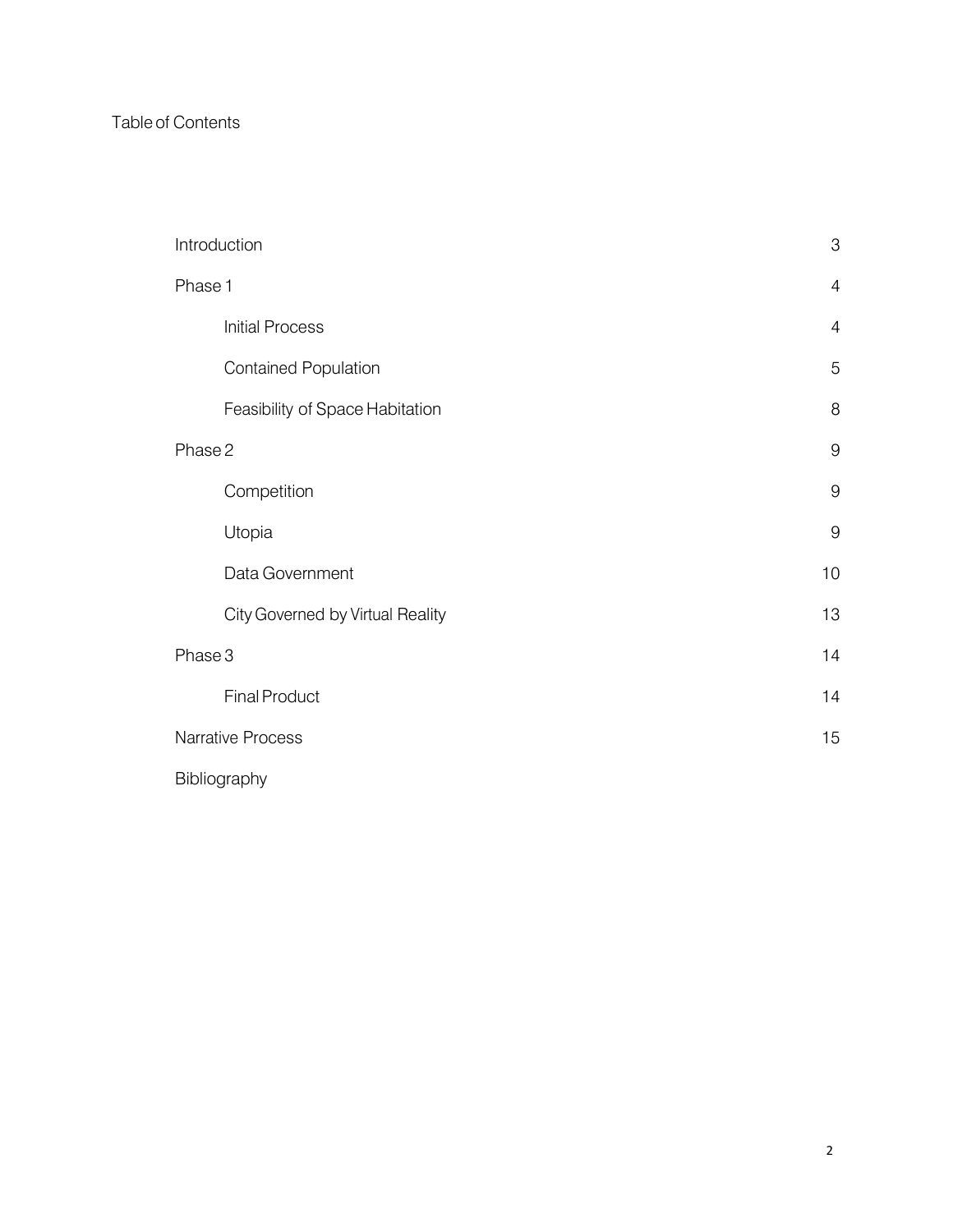Table of Contents

| | |
|---|---|
| Introduction | 3 |
| Phase 1 | 4 |
| Initial Process | 4 |
| Contained Population | 5 |
| Feasibility of Space Habitation | 8 |
| Phase 2 | 9 |
| Competition | 9 |
| Utopia | 9 |
| Data Government | 10 |
| City Governed by Virtual Reality | 13 |
| Phase 3 | 14 |
| Final Product | 14 |
| Narrative Process | 15 |
| Bibliography | |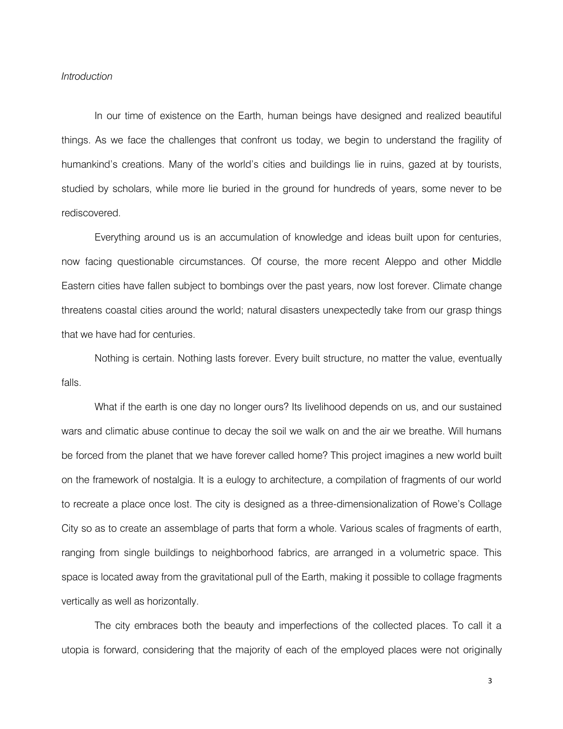*Introduction*

In our time of existence on the Earth, human beings have designed and realized beautiful things. As we face the challenges that confront us today, we begin to understand the fragility of humankind's creations. Many of the world's cities and buildings lie in ruins, gazed at by tourists, studied by scholars, while more lie buried in the ground for hundreds of years, some never to be rediscovered.

Everything around us is an accumulation of knowledge and ideas built upon for centuries, now facing questionable circumstances. Of course, the more recent Aleppo and other Middle Eastern cities have fallen subject to bombings over the past years, now lost forever. Climate change threatens coastal cities around the world; natural disasters unexpectedly take from our grasp things that we have had for centuries.

Nothing is certain. Nothing lasts forever. Every built structure, no matter the value, eventually falls.

What if the earth is one day no longer ours? Its livelihood depends on us, and our sustained wars and climatic abuse continue to decay the soil we walk on and the air we breathe. Will humans be forced from the planet that we have forever called home? This project imagines a new world built on the framework of nostalgia. It is a eulogy to architecture, a compilation of fragments of our world to recreate a place once lost. The city is designed as a three-dimensionalization of Rowe's Collage City so as to create an assemblage of parts that form a whole. Various scales of fragments of earth, ranging from single buildings to neighborhood fabrics, are arranged in a volumetric space. This space is located away from the gravitational pull of the Earth, making it possible to collage fragments vertically as well as horizontally.

The city embraces both the beauty and imperfections of the collected places. To call it a utopia is forward, considering that the majority of each of the employed places were not originally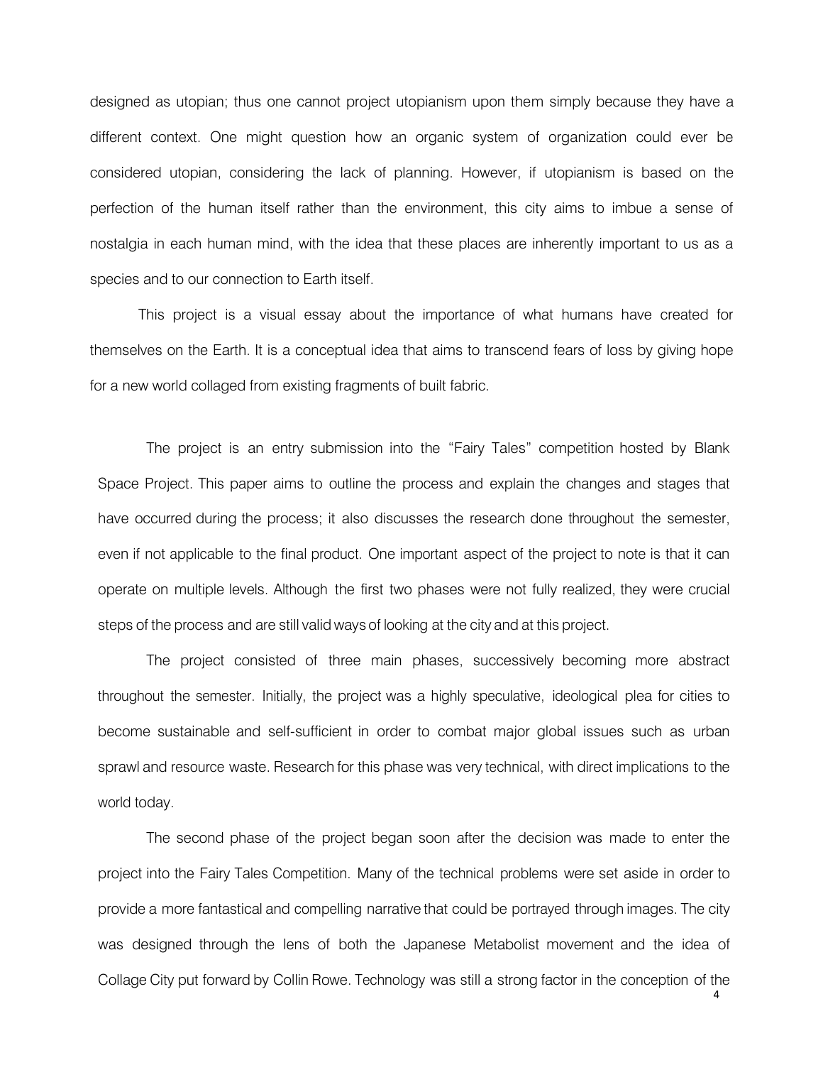designed as utopian; thus one cannot project utopianism upon them simply because they have a different context. One might question how an organic system of organization could ever be considered utopian, considering the lack of planning. However, if utopianism is based on the perfection of the human itself rather than the environment, this city aims to imbue a sense of nostalgia in each human mind, with the idea that these places are inherently important to us as a species and to our connection to Earth itself.

This project is a visual essay about the importance of what humans have created for themselves on the Earth. It is a conceptual idea that aims to transcend fears of loss by giving hope for a new world collaged from existing fragments of built fabric.

The project is an entry submission into the "Fairy Tales" competition hosted by Blank Space Project. This paper aims to outline the process and explain the changes and stages that have occurred during the process; it also discusses the research done throughout the semester, even if not applicable to the final product. One important aspect of the project to note is that it can operate on multiple levels. Although the first two phases were not fully realized, they were crucial steps of the process and are still valid ways of looking at the city and at this project.

The project consisted of three main phases, successively becoming more abstract throughout the semester. Initially, the project was a highly speculative, ideological plea for cities to become sustainable and self-sufficient in order to combat major global issues such as urban sprawl and resource waste. Research for this phase was very technical, with direct implications to the world today.

The second phase of the project began soon after the decision was made to enter the project into the Fairy Tales Competition. Many of the technical problems were set aside in order to provide a more fantastical and compelling narrative that could be portrayed through images. The city was designed through the lens of both the Japanese Metabolist movement and the idea of Collage City put forward by Collin Rowe. Technology was still a strong factor in the conception of the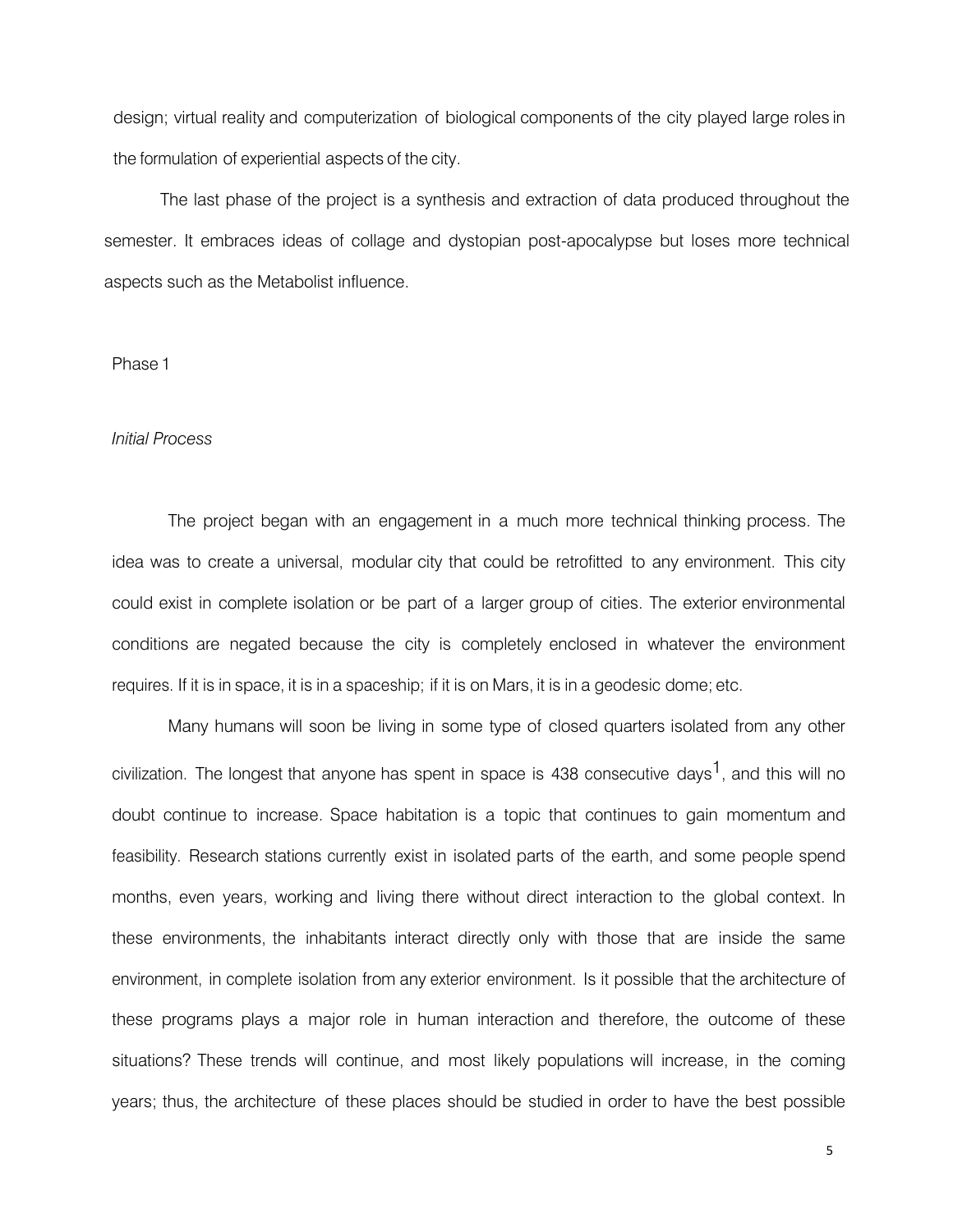design; virtual reality and computerization of biological components of the city played large roles in the formulation of experiential aspects of the city.

The last phase of the project is a synthesis and extraction of data produced throughout the semester. It embraces ideas of collage and dystopian post-apocalypse but loses more technical aspects such as the Metabolist influence.

## Phase 1

### *Initial Process*

The project began with an engagement in a much more technical thinking process. The idea was to create a universal, modular city that could be retrofitted to any environment. This city could exist in complete isolation or be part of a larger group of cities. The exterior environmental conditions are negated because the city is completely enclosed in whatever the environment requires. If it is in space, it is in a spaceship; if it is on Mars, it is in a geodesic dome; etc.

Many humans will soon be living in some type of closed quarters isolated from any other civilization. The longest that anyone has spent in space is 438 consecutive days[1], and this will no doubt continue to increase. Space habitation is a topic that continues to gain momentum and feasibility. Research stations currently exist in isolated parts of the earth, and some people spend months, even years, working and living there without direct interaction to the global context. In these environments, the inhabitants interact directly only with those that are inside the same environment, in complete isolation from any exterior environment. Is it possible that the architecture of these programs plays a major role in human interaction and therefore, the outcome of these situations? These trends will continue, and most likely populations will increase, in the coming years; thus, the architecture of these places should be studied in order to have the best possible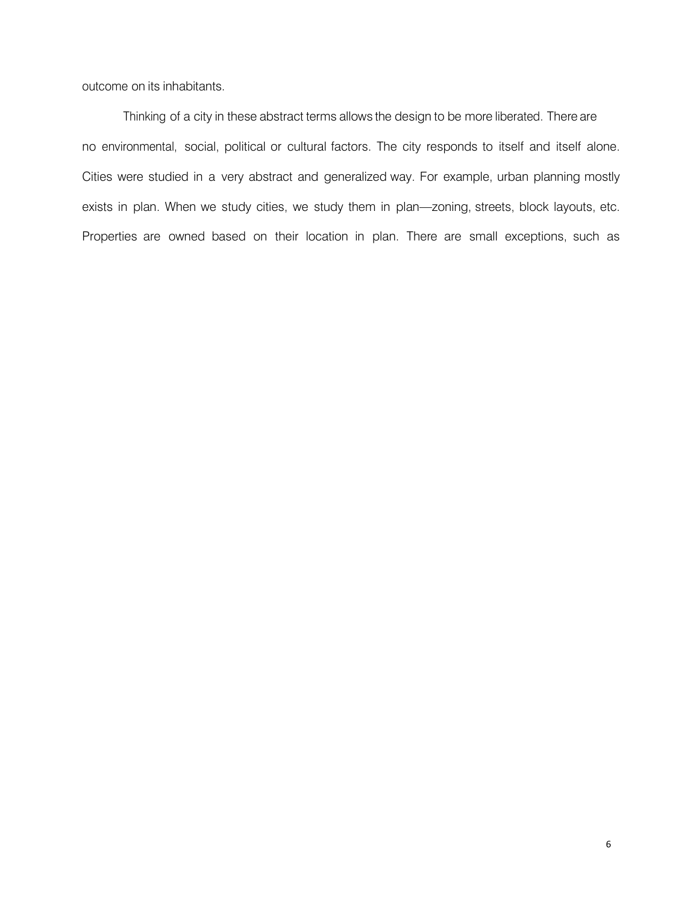outcome on its inhabitants.

Thinking of a city in these abstract terms allows the design to be more liberated. There are no environmental, social, political or cultural factors. The city responds to itself and itself alone. Cities were studied in a very abstract and generalized way. For example, urban planning mostly exists in plan. When we study cities, we study them in plan—zoning, streets, block layouts, etc. Properties are owned based on their location in plan. There are small exceptions, such as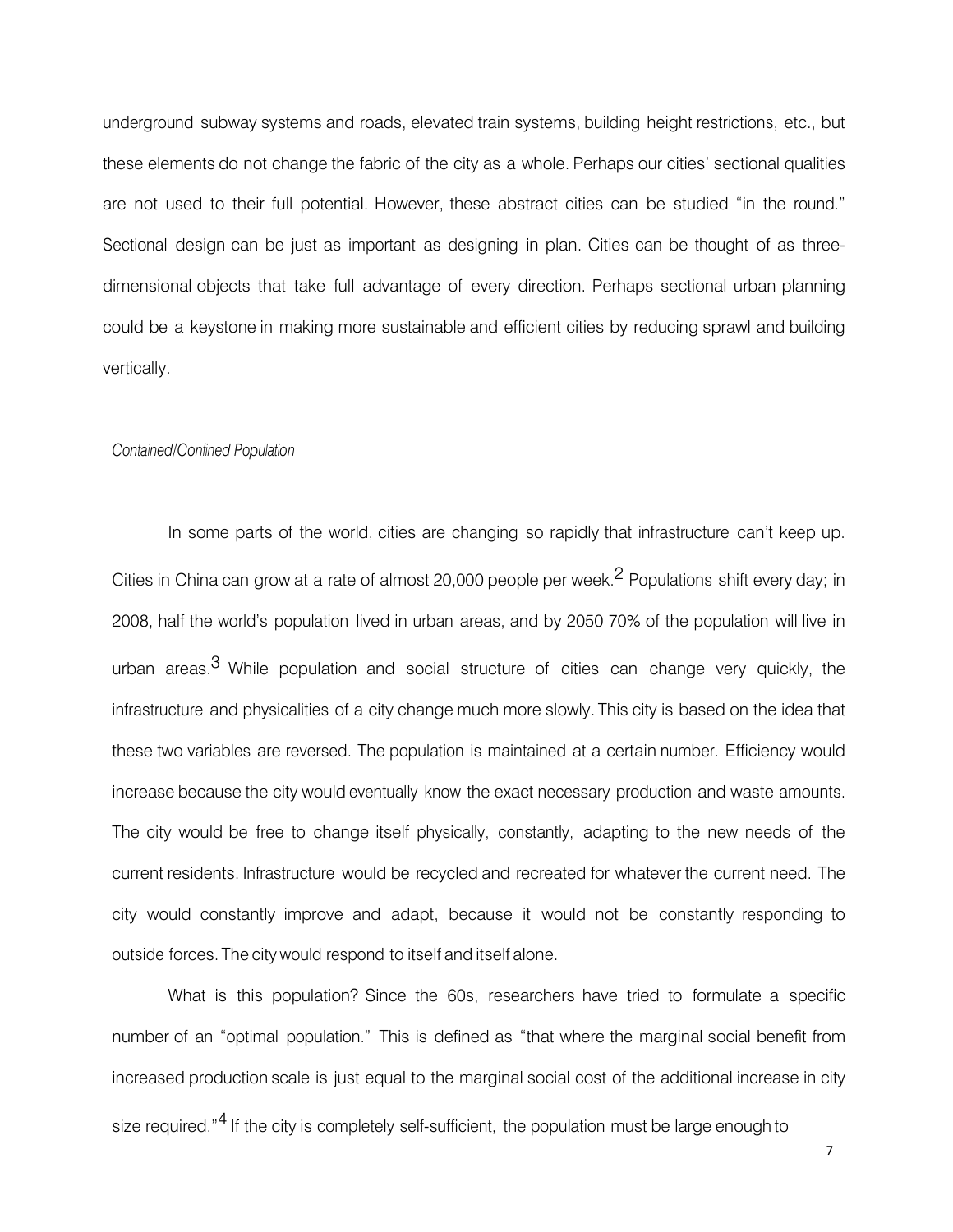underground subway systems and roads, elevated train systems, building height restrictions, etc., but these elements do not change the fabric of the city as a whole. Perhaps our cities' sectional qualities are not used to their full potential. However, these abstract cities can be studied "in the round." Sectional design can be just as important as designing in plan. Cities can be thought of as three-dimensional objects that take full advantage of every direction. Perhaps sectional urban planning could be a keystone in making more sustainable and efficient cities by reducing sprawl and building vertically.

*Contained/Confined Population*

In some parts of the world, cities are changing so rapidly that infrastructure can't keep up. Cities in China can grow at a rate of almost 20,000 people per week.[2] Populations shift every day; in 2008, half the world's population lived in urban areas, and by 2050 70% of the population will live in urban areas.[3] While population and social structure of cities can change very quickly, the infrastructure and physicalities of a city change much more slowly. This city is based on the idea that these two variables are reversed. The population is maintained at a certain number. Efficiency would increase because the city would eventually know the exact necessary production and waste amounts. The city would be free to change itself physically, constantly, adapting to the new needs of the current residents. Infrastructure would be recycled and recreated for whatever the current need. The city would constantly improve and adapt, because it would not be constantly responding to outside forces. The city would respond to itself and itself alone.

What is this population? Since the 60s, researchers have tried to formulate a specific number of an "optimal population." This is defined as "that where the marginal social benefit from increased production scale is just equal to the marginal social cost of the additional increase in city size required."[4] If the city is completely self-sufficient, the population must be large enough to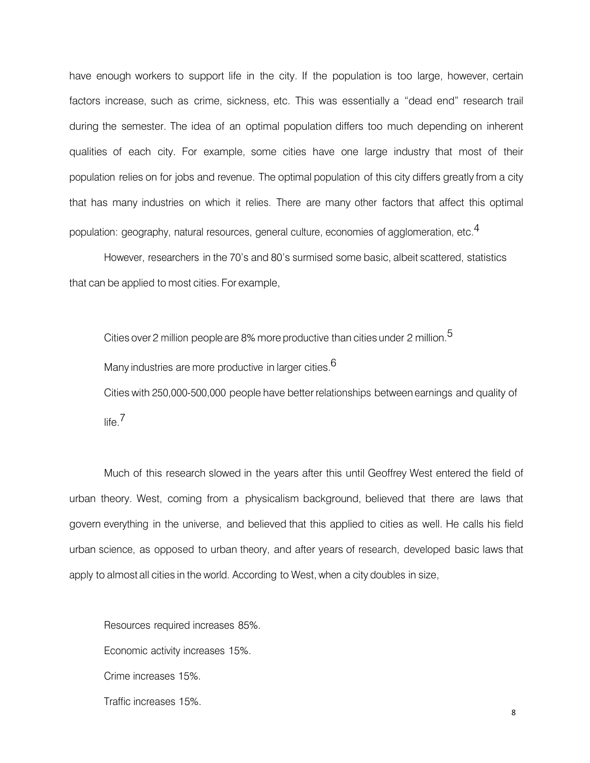have enough workers to support life in the city. If the population is too large, however, certain factors increase, such as crime, sickness, etc. This was essentially a "dead end" research trail during the semester. The idea of an optimal population differs too much depending on inherent qualities of each city. For example, some cities have one large industry that most of their population relies on for jobs and revenue. The optimal population of this city differs greatly from a city that has many industries on which it relies. There are many other factors that affect this optimal population: geography, natural resources, general culture, economies of agglomeration, etc.[4]

However, researchers in the 70's and 80's surmised some basic, albeit scattered, statistics that can be applied to most cities. For example,

> Cities over 2 million people are 8% more productive than cities under 2 million.[5]
>
> Many industries are more productive in larger cities.[6]
>
> Cities with 250,000-500,000 people have better relationships between earnings and quality of life.[7]

Much of this research slowed in the years after this until Geoffrey West entered the field of urban theory. West, coming from a physicalism background, believed that there are laws that govern everything in the universe, and believed that this applied to cities as well. He calls his field urban science, as opposed to urban theory, and after years of research, developed basic laws that apply to almost all cities in the world. According to West, when a city doubles in size,

> Resources required increases 85%.
>
> Economic activity increases 15%.
>
> Crime increases 15%.
>
> Traffic increases 15%.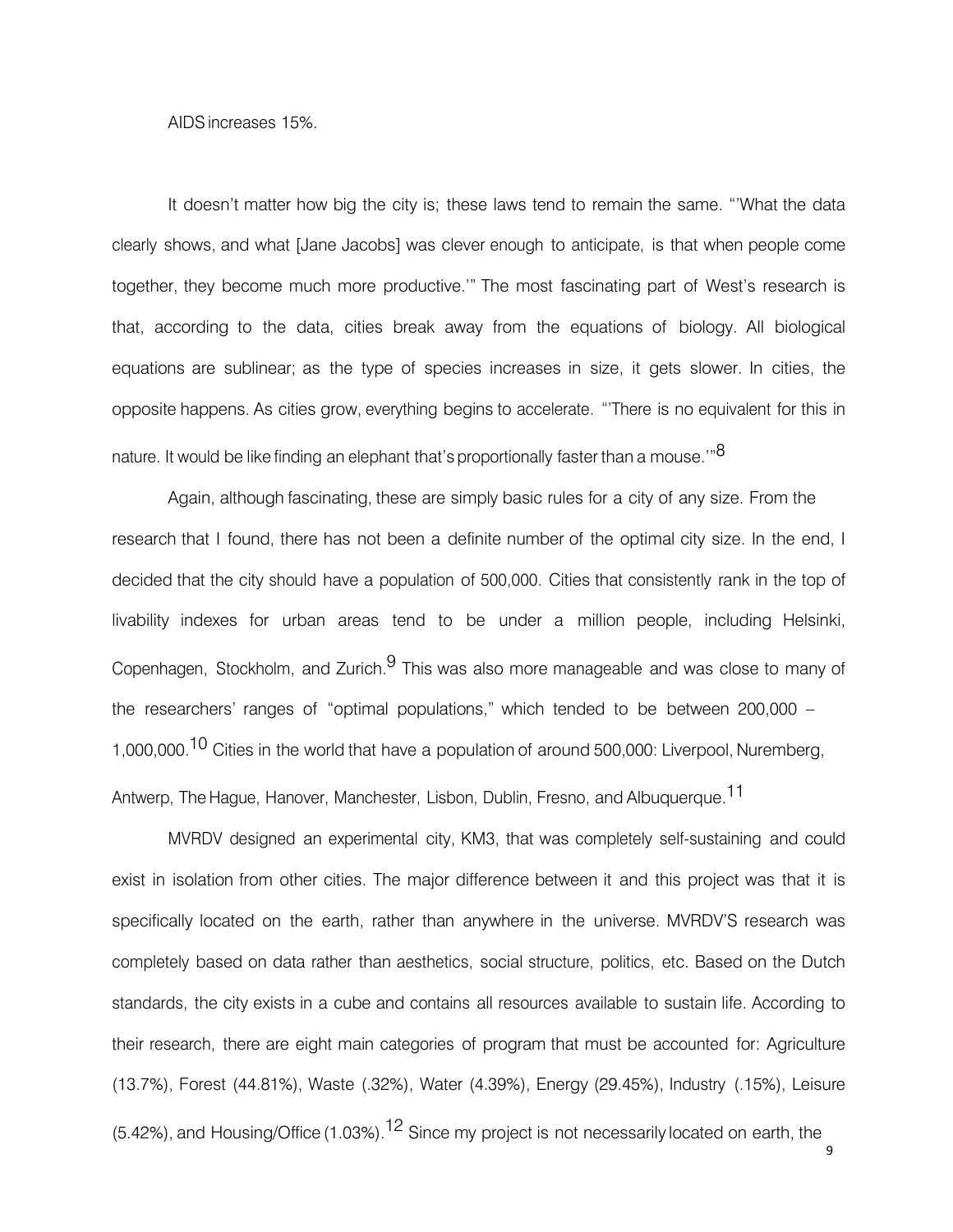AIDS increases 15%.

It doesn't matter how big the city is; these laws tend to remain the same. "'What the data clearly shows, and what [Jane Jacobs] was clever enough to anticipate, is that when people come together, they become much more productive.'" The most fascinating part of West's research is that, according to the data, cities break away from the equations of biology. All biological equations are sublinear; as the type of species increases in size, it gets slower. In cities, the opposite happens. As cities grow, everything begins to accelerate. "'There is no equivalent for this in nature. It would be like finding an elephant that's proportionally faster than a mouse.'"[8]

Again, although fascinating, these are simply basic rules for a city of any size. From the research that I found, there has not been a definite number of the optimal city size. In the end, I decided that the city should have a population of 500,000. Cities that consistently rank in the top of livability indexes for urban areas tend to be under a million people, including Helsinki, Copenhagen, Stockholm, and Zurich.[9] This was also more manageable and was close to many of the researchers' ranges of "optimal populations," which tended to be between 200,000 – 1,000,000.[10] Cities in the world that have a population of around 500,000: Liverpool, Nuremberg, Antwerp, The Hague, Hanover, Manchester, Lisbon, Dublin, Fresno, and Albuquerque.[11]

MVRDV designed an experimental city, KM3, that was completely self-sustaining and could exist in isolation from other cities. The major difference between it and this project was that it is specifically located on the earth, rather than anywhere in the universe. MVRDV'S research was completely based on data rather than aesthetics, social structure, politics, etc. Based on the Dutch standards, the city exists in a cube and contains all resources available to sustain life. According to their research, there are eight main categories of program that must be accounted for: Agriculture (13.7%), Forest (44.81%), Waste (.32%), Water (4.39%), Energy (29.45%), Industry (.15%), Leisure (5.42%), and Housing/Office (1.03%).[12] Since my project is not necessarily located on earth, the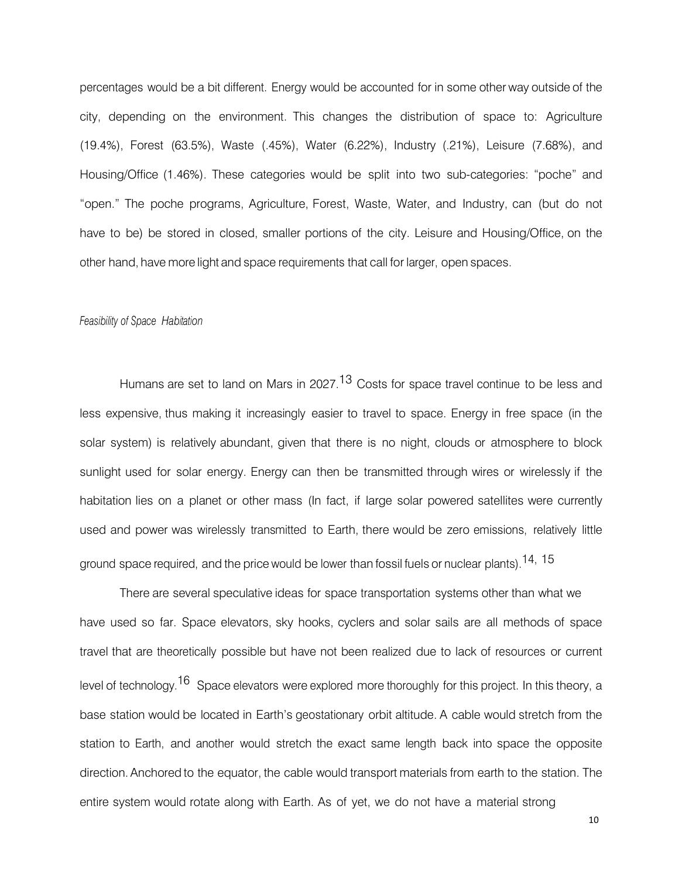percentages would be a bit different. Energy would be accounted for in some other way outside of the city, depending on the environment. This changes the distribution of space to: Agriculture (19.4%), Forest (63.5%), Waste (.45%), Water (6.22%), Industry (.21%), Leisure (7.68%), and Housing/Office (1.46%). These categories would be split into two sub-categories: "poche" and "open." The poche programs, Agriculture, Forest, Waste, Water, and Industry, can (but do not have to be) be stored in closed, smaller portions of the city. Leisure and Housing/Office, on the other hand, have more light and space requirements that call for larger, open spaces.

*Feasibility of Space Habitation*

Humans are set to land on Mars in 2027.[13] Costs for space travel continue to be less and less expensive, thus making it increasingly easier to travel to space. Energy in free space (in the solar system) is relatively abundant, given that there is no night, clouds or atmosphere to block sunlight used for solar energy. Energy can then be transmitted through wires or wirelessly if the habitation lies on a planet or other mass (In fact, if large solar powered satellites were currently used and power was wirelessly transmitted to Earth, there would be zero emissions, relatively little ground space required, and the price would be lower than fossil fuels or nuclear plants).[14, 15]

There are several speculative ideas for space transportation systems other than what we have used so far. Space elevators, sky hooks, cyclers and solar sails are all methods of space travel that are theoretically possible but have not been realized due to lack of resources or current level of technology.[16] Space elevators were explored more thoroughly for this project. In this theory, a base station would be located in Earth's geostationary orbit altitude. A cable would stretch from the station to Earth, and another would stretch the exact same length back into space the opposite direction. Anchored to the equator, the cable would transport materials from earth to the station. The entire system would rotate along with Earth. As of yet, we do not have a material strong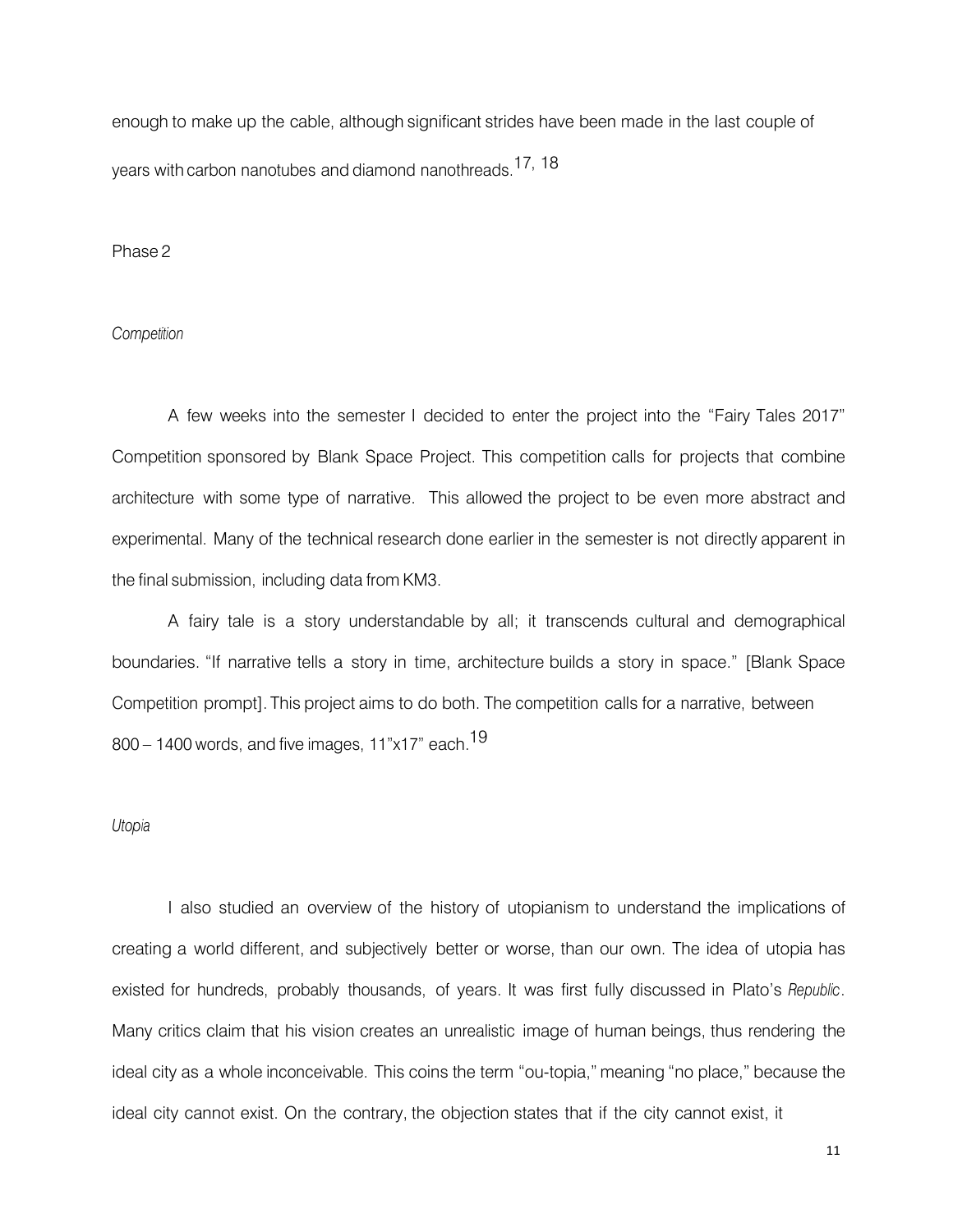enough to make up the cable, although significant strides have been made in the last couple of years with carbon nanotubes and diamond nanothreads.[17, 18]

## Phase 2

### *Competition*

A few weeks into the semester I decided to enter the project into the "Fairy Tales 2017" Competition sponsored by Blank Space Project. This competition calls for projects that combine architecture with some type of narrative. This allowed the project to be even more abstract and experimental. Many of the technical research done earlier in the semester is not directly apparent in the final submission, including data from KM3.

A fairy tale is a story understandable by all; it transcends cultural and demographical boundaries. "If narrative tells a story in time, architecture builds a story in space." [Blank Space Competition prompt]. This project aims to do both. The competition calls for a narrative, between 800 – 1400 words, and five images, 11"x17" each.[19]

### *Utopia*

I also studied an overview of the history of utopianism to understand the implications of creating a world different, and subjectively better or worse, than our own. The idea of utopia has existed for hundreds, probably thousands, of years. It was first fully discussed in Plato's *Republic*. Many critics claim that his vision creates an unrealistic image of human beings, thus rendering the ideal city as a whole inconceivable. This coins the term "ou-topia," meaning "no place," because the ideal city cannot exist. On the contrary, the objection states that if the city cannot exist, it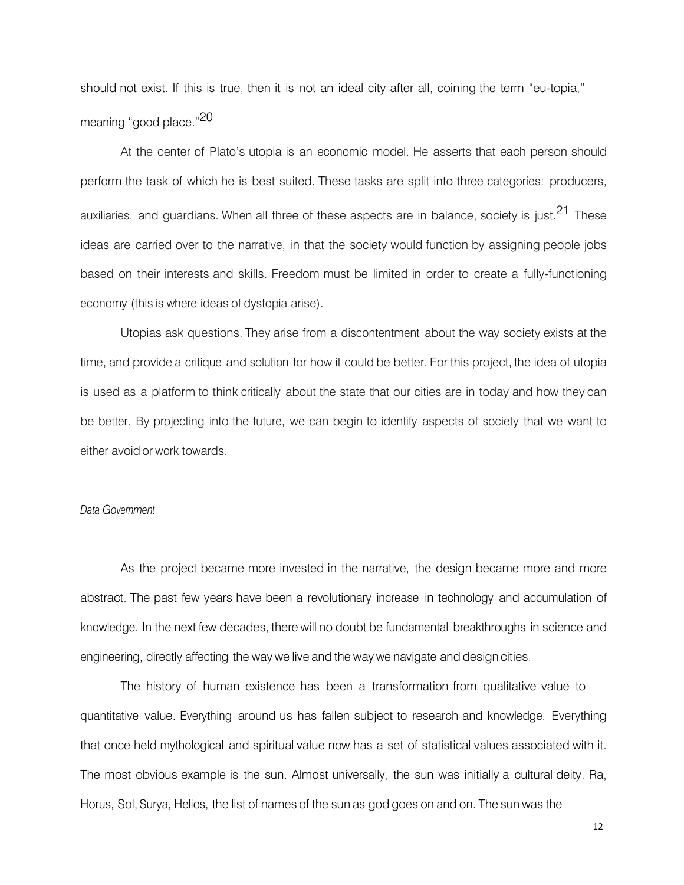should not exist. If this is true, then it is not an ideal city after all, coining the term "eu-topia," meaning "good place."[20]

At the center of Plato's utopia is an economic model. He asserts that each person should perform the task of which he is best suited. These tasks are split into three categories: producers, auxiliaries, and guardians. When all three of these aspects are in balance, society is just.[21] These ideas are carried over to the narrative, in that the society would function by assigning people jobs based on their interests and skills. Freedom must be limited in order to create a fully-functioning economy (this is where ideas of dystopia arise).

Utopias ask questions. They arise from a discontentment about the way society exists at the time, and provide a critique and solution for how it could be better. For this project, the idea of utopia is used as a platform to think critically about the state that our cities are in today and how they can be better. By projecting into the future, we can begin to identify aspects of society that we want to either avoid or work towards.

*Data Government*

As the project became more invested in the narrative, the design became more and more abstract. The past few years have been a revolutionary increase in technology and accumulation of knowledge. In the next few decades, there will no doubt be fundamental breakthroughs in science and engineering, directly affecting the way we live and the way we navigate and design cities.

The history of human existence has been a transformation from qualitative value to quantitative value. Everything around us has fallen subject to research and knowledge. Everything that once held mythological and spiritual value now has a set of statistical values associated with it. The most obvious example is the sun. Almost universally, the sun was initially a cultural deity. Ra, Horus, Sol, Surya, Helios, the list of names of the sun as god goes on and on. The sun was the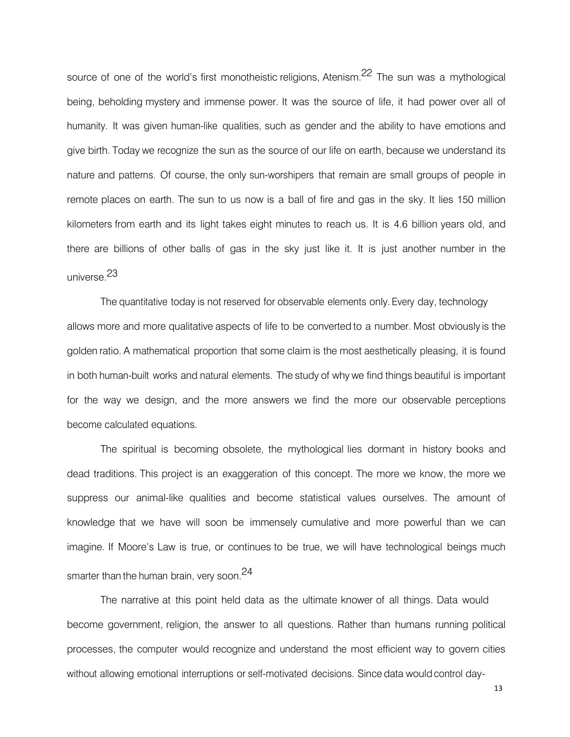source of one of the world's first monotheistic religions, Atenism.[22] The sun was a mythological being, beholding mystery and immense power. It was the source of life, it had power over all of humanity. It was given human-like qualities, such as gender and the ability to have emotions and give birth. Today we recognize the sun as the source of our life on earth, because we understand its nature and patterns. Of course, the only sun-worshipers that remain are small groups of people in remote places on earth. The sun to us now is a ball of fire and gas in the sky. It lies 150 million kilometers from earth and its light takes eight minutes to reach us. It is 4.6 billion years old, and there are billions of other balls of gas in the sky just like it. It is just another number in the universe.[23]

The quantitative today is not reserved for observable elements only. Every day, technology allows more and more qualitative aspects of life to be converted to a number. Most obviously is the golden ratio. A mathematical proportion that some claim is the most aesthetically pleasing, it is found in both human-built works and natural elements. The study of why we find things beautiful is important for the way we design, and the more answers we find the more our observable perceptions become calculated equations.

The spiritual is becoming obsolete, the mythological lies dormant in history books and dead traditions. This project is an exaggeration of this concept. The more we know, the more we suppress our animal-like qualities and become statistical values ourselves. The amount of knowledge that we have will soon be immensely cumulative and more powerful than we can imagine. If Moore's Law is true, or continues to be true, we will have technological beings much smarter than the human brain, very soon.[24]

The narrative at this point held data as the ultimate knower of all things. Data would become government, religion, the answer to all questions. Rather than humans running political processes, the computer would recognize and understand the most efficient way to govern cities without allowing emotional interruptions or self-motivated decisions. Since data would control day-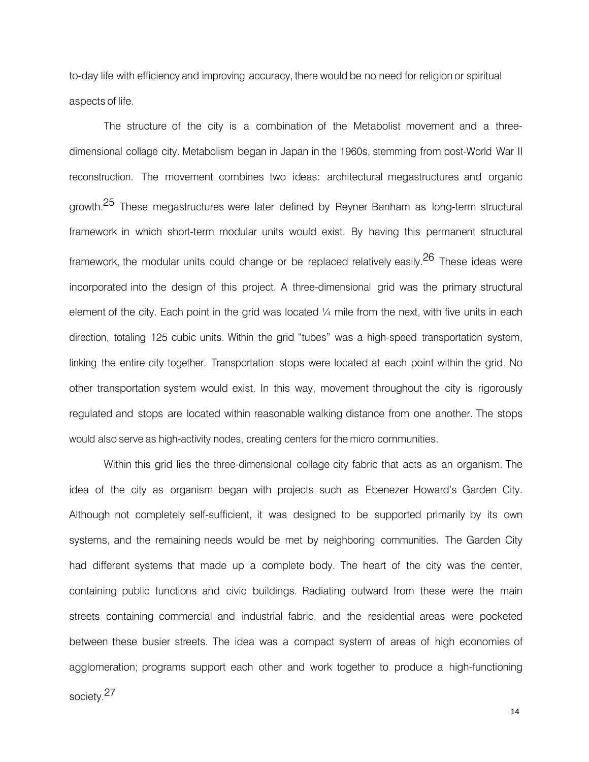to-day life with efficiency and improving accuracy, there would be no need for religion or spiritual aspects of life.

The structure of the city is a combination of the Metabolist movement and a three-dimensional collage city. Metabolism began in Japan in the 1960s, stemming from post-World War II reconstruction. The movement combines two ideas: architectural megastructures and organic growth.[25] These megastructures were later defined by Reyner Banham as long-term structural framework in which short-term modular units would exist. By having this permanent structural framework, the modular units could change or be replaced relatively easily.[26] These ideas were incorporated into the design of this project. A three-dimensional grid was the primary structural element of the city. Each point in the grid was located ¼ mile from the next, with five units in each direction, totaling 125 cubic units. Within the grid "tubes" was a high-speed transportation system, linking the entire city together. Transportation stops were located at each point within the grid. No other transportation system would exist. In this way, movement throughout the city is rigorously regulated and stops are located within reasonable walking distance from one another. The stops would also serve as high-activity nodes, creating centers for the micro communities.

Within this grid lies the three-dimensional collage city fabric that acts as an organism. The idea of the city as organism began with projects such as Ebenezer Howard's Garden City. Although not completely self-sufficient, it was designed to be supported primarily by its own systems, and the remaining needs would be met by neighboring communities. The Garden City had different systems that made up a complete body. The heart of the city was the center, containing public functions and civic buildings. Radiating outward from these were the main streets containing commercial and industrial fabric, and the residential areas were pocketed between these busier streets. The idea was a compact system of areas of high economies of agglomeration; programs support each other and work together to produce a high-functioning society.[27]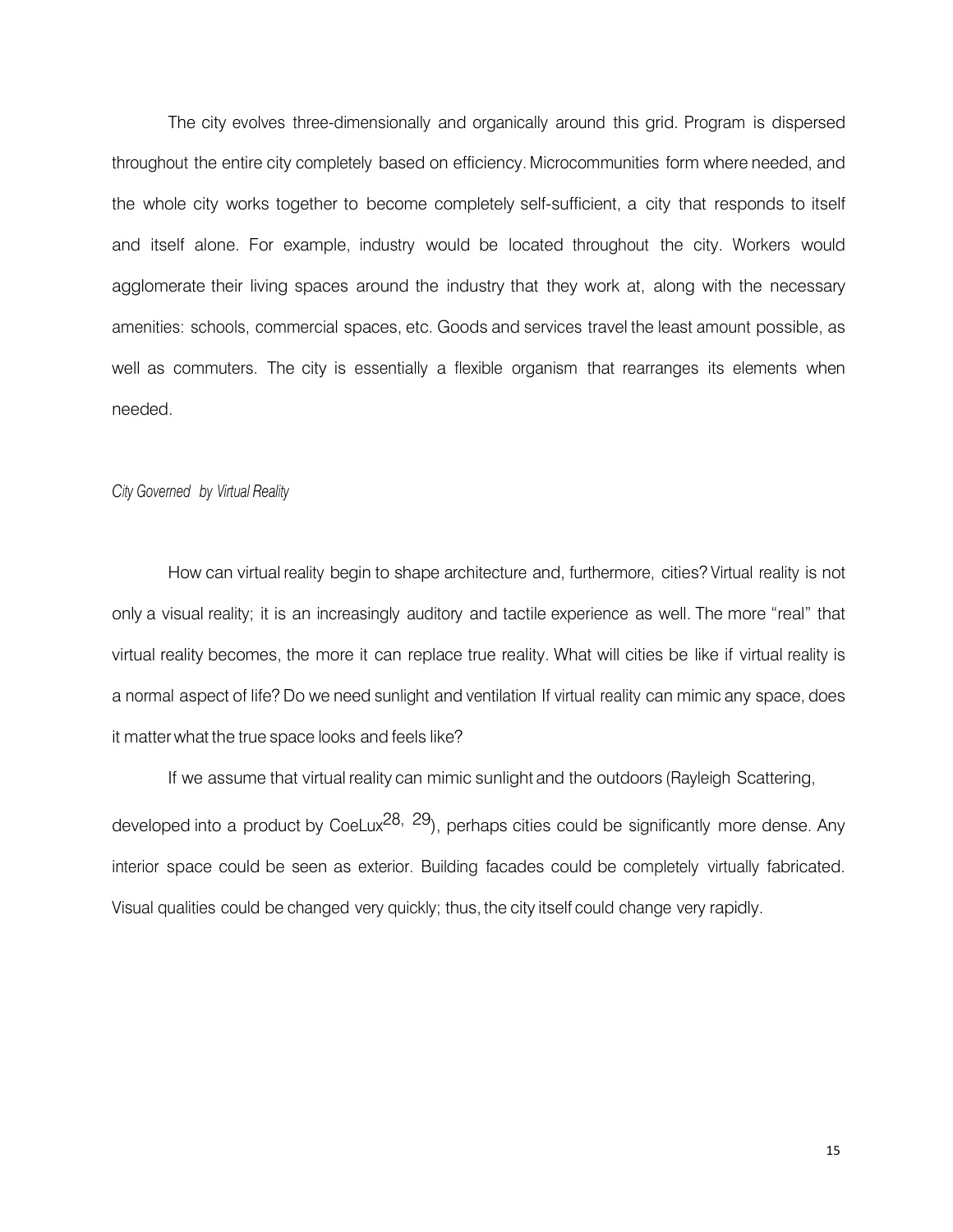The city evolves three-dimensionally and organically around this grid. Program is dispersed throughout the entire city completely based on efficiency. Microcommunities form where needed, and the whole city works together to become completely self-sufficient, a city that responds to itself and itself alone. For example, industry would be located throughout the city. Workers would agglomerate their living spaces around the industry that they work at, along with the necessary amenities: schools, commercial spaces, etc. Goods and services travel the least amount possible, as well as commuters. The city is essentially a flexible organism that rearranges its elements when needed.

*City Governed by Virtual Reality*

How can virtual reality begin to shape architecture and, furthermore, cities? Virtual reality is not only a visual reality; it is an increasingly auditory and tactile experience as well. The more "real" that virtual reality becomes, the more it can replace true reality. What will cities be like if virtual reality is a normal aspect of life? Do we need sunlight and ventilation If virtual reality can mimic any space, does it matter what the true space looks and feels like?

If we assume that virtual reality can mimic sunlight and the outdoors (Rayleigh Scattering, developed into a product by CoeLux[28, 29]), perhaps cities could be significantly more dense. Any interior space could be seen as exterior. Building facades could be completely virtually fabricated. Visual qualities could be changed very quickly; thus, the city itself could change very rapidly.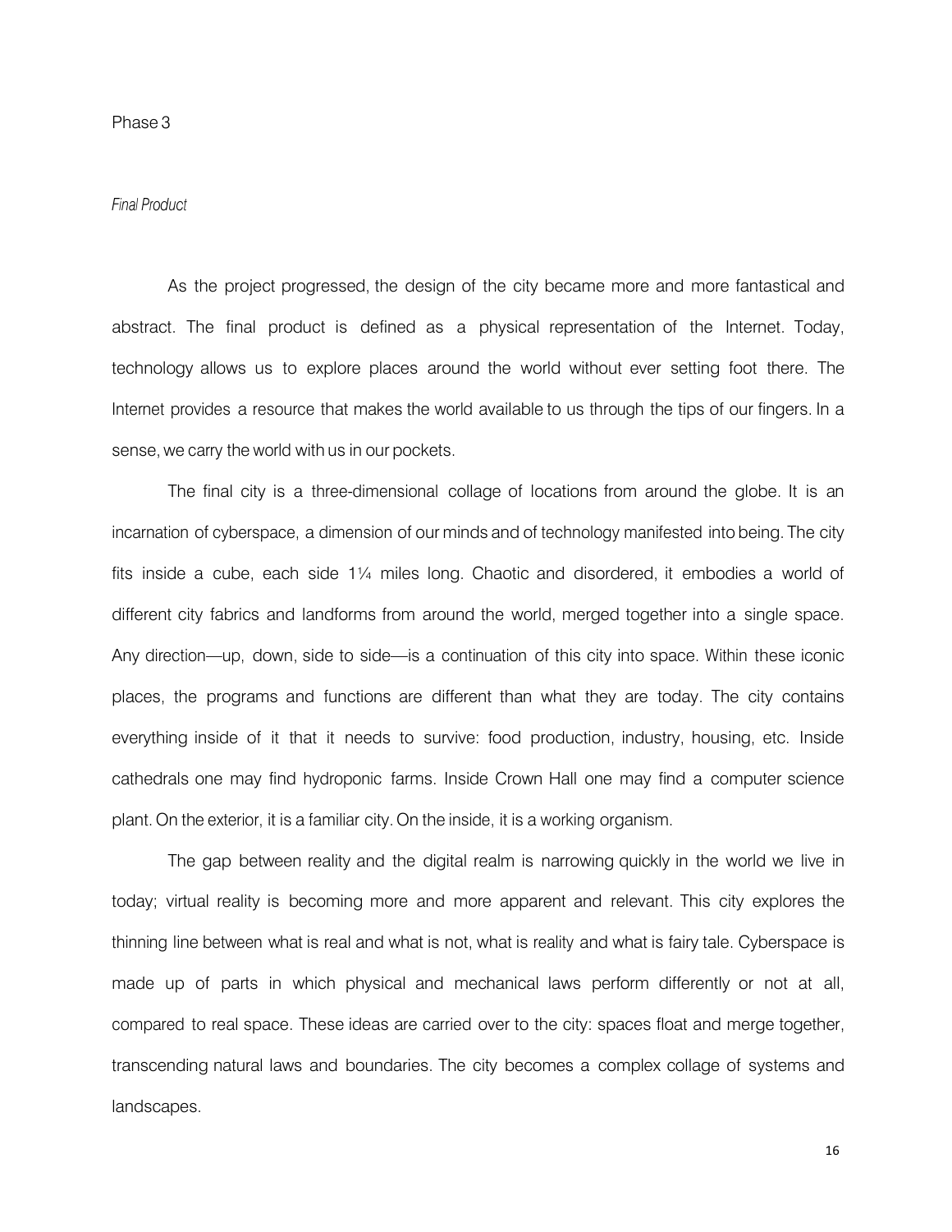Phase 3

*Final Product*

As the project progressed, the design of the city became more and more fantastical and abstract. The final product is defined as a physical representation of the Internet. Today, technology allows us to explore places around the world without ever setting foot there. The Internet provides a resource that makes the world available to us through the tips of our fingers. In a sense, we carry the world with us in our pockets.

The final city is a three-dimensional collage of locations from around the globe. It is an incarnation of cyberspace, a dimension of our minds and of technology manifested into being. The city fits inside a cube, each side 1¼ miles long. Chaotic and disordered, it embodies a world of different city fabrics and landforms from around the world, merged together into a single space. Any direction—up, down, side to side—is a continuation of this city into space. Within these iconic places, the programs and functions are different than what they are today. The city contains everything inside of it that it needs to survive: food production, industry, housing, etc. Inside cathedrals one may find hydroponic farms. Inside Crown Hall one may find a computer science plant. On the exterior, it is a familiar city. On the inside, it is a working organism.

The gap between reality and the digital realm is narrowing quickly in the world we live in today; virtual reality is becoming more and more apparent and relevant. This city explores the thinning line between what is real and what is not, what is reality and what is fairy tale. Cyberspace is made up of parts in which physical and mechanical laws perform differently or not at all, compared to real space. These ideas are carried over to the city: spaces float and merge together, transcending natural laws and boundaries. The city becomes a complex collage of systems and landscapes.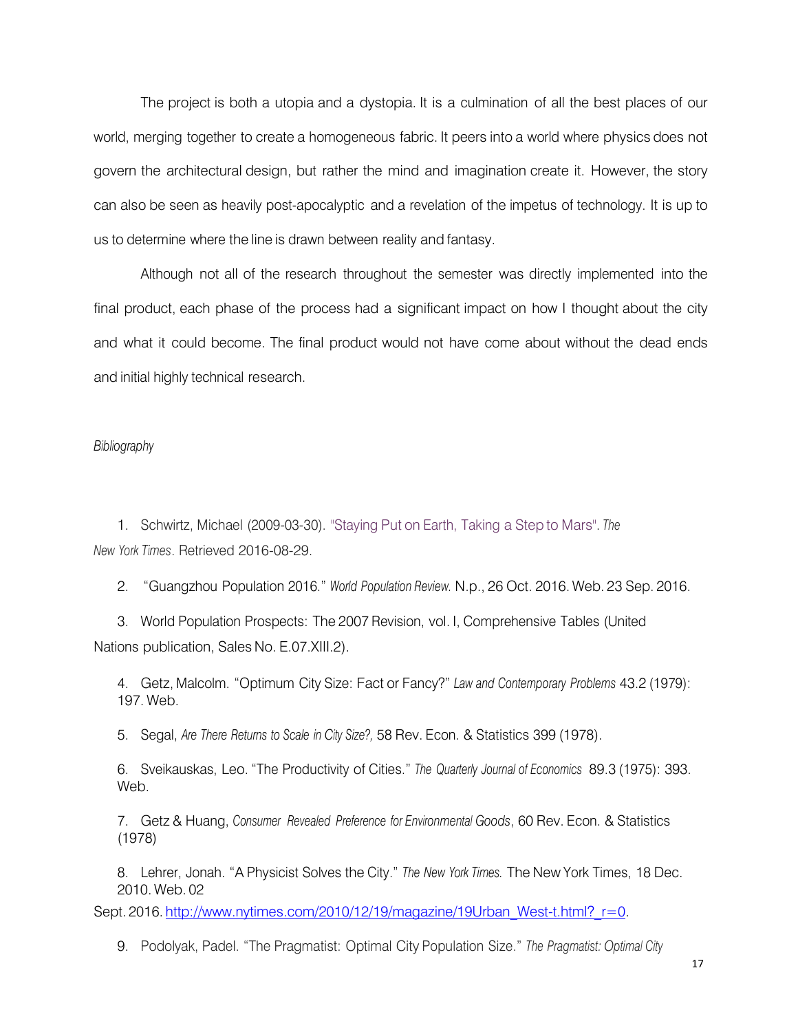The project is both a utopia and a dystopia. It is a culmination of all the best places of our world, merging together to create a homogeneous fabric. It peers into a world where physics does not govern the architectural design, but rather the mind and imagination create it. However, the story can also be seen as heavily post-apocalyptic and a revelation of the impetus of technology. It is up to us to determine where the line is drawn between reality and fantasy.

Although not all of the research throughout the semester was directly implemented into the final product, each phase of the process had a significant impact on how I thought about the city and what it could become. The final product would not have come about without the dead ends and initial highly technical research.

*Bibliography*

1. Schwirtz, Michael (2009-03-30). "Staying Put on Earth, Taking a Step to Mars". *The New York Times*. Retrieved 2016-08-29.

2. "Guangzhou Population 2016." *World Population Review.* N.p., 26 Oct. 2016. Web. 23 Sep. 2016.

3. World Population Prospects: The 2007 Revision, vol. I, Comprehensive Tables (United Nations publication, Sales No. E.07.XIII.2).

4. Getz, Malcolm. "Optimum City Size: Fact or Fancy?" *Law and Contemporary Problems* 43.2 (1979): 197. Web.

5. Segal, *Are There Returns to Scale in City Size?,* 58 Rev. Econ. & Statistics 399 (1978).

6. Sveikauskas, Leo. "The Productivity of Cities." *The Quarterly Journal of Economics* 89.3 (1975): 393. Web.

7. Getz & Huang, *Consumer Revealed Preference for Environmental Goods*, 60 Rev. Econ. & Statistics (1978)

8. Lehrer, Jonah. "A Physicist Solves the City." *The New York Times.* The New York Times, 18 Dec. 2010. Web. 02 Sept. 2016. http://www.nytimes.com/2010/12/19/magazine/19Urban_West-t.html?_r=0.

9. Podolyak, Padel. "The Pragmatist: Optimal City Population Size." *The Pragmatist: Optimal City*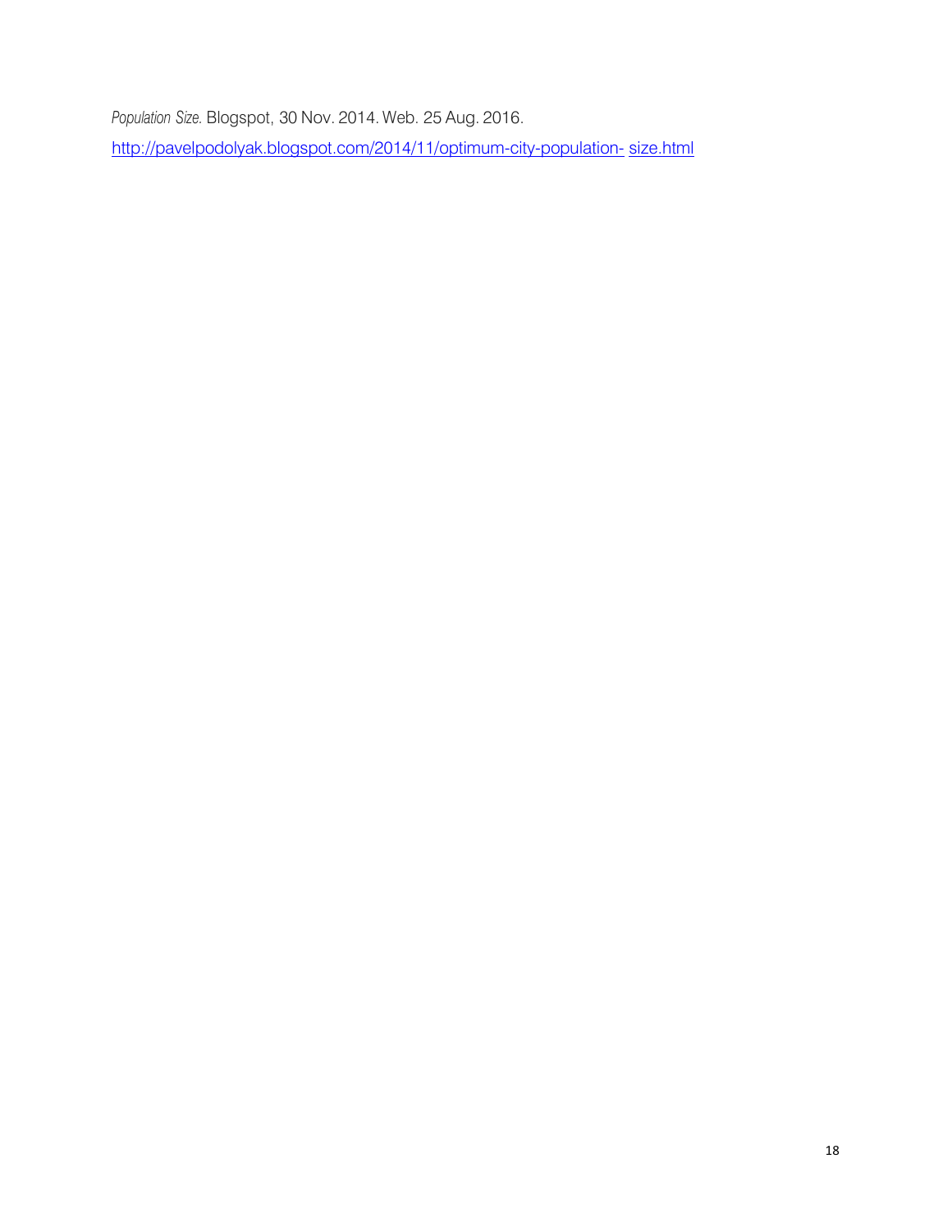*Population Size.* Blogspot, 30 Nov. 2014. Web. 25 Aug. 2016.

http://pavelpodolyak.blogspot.com/2014/11/optimum-city-population- size.html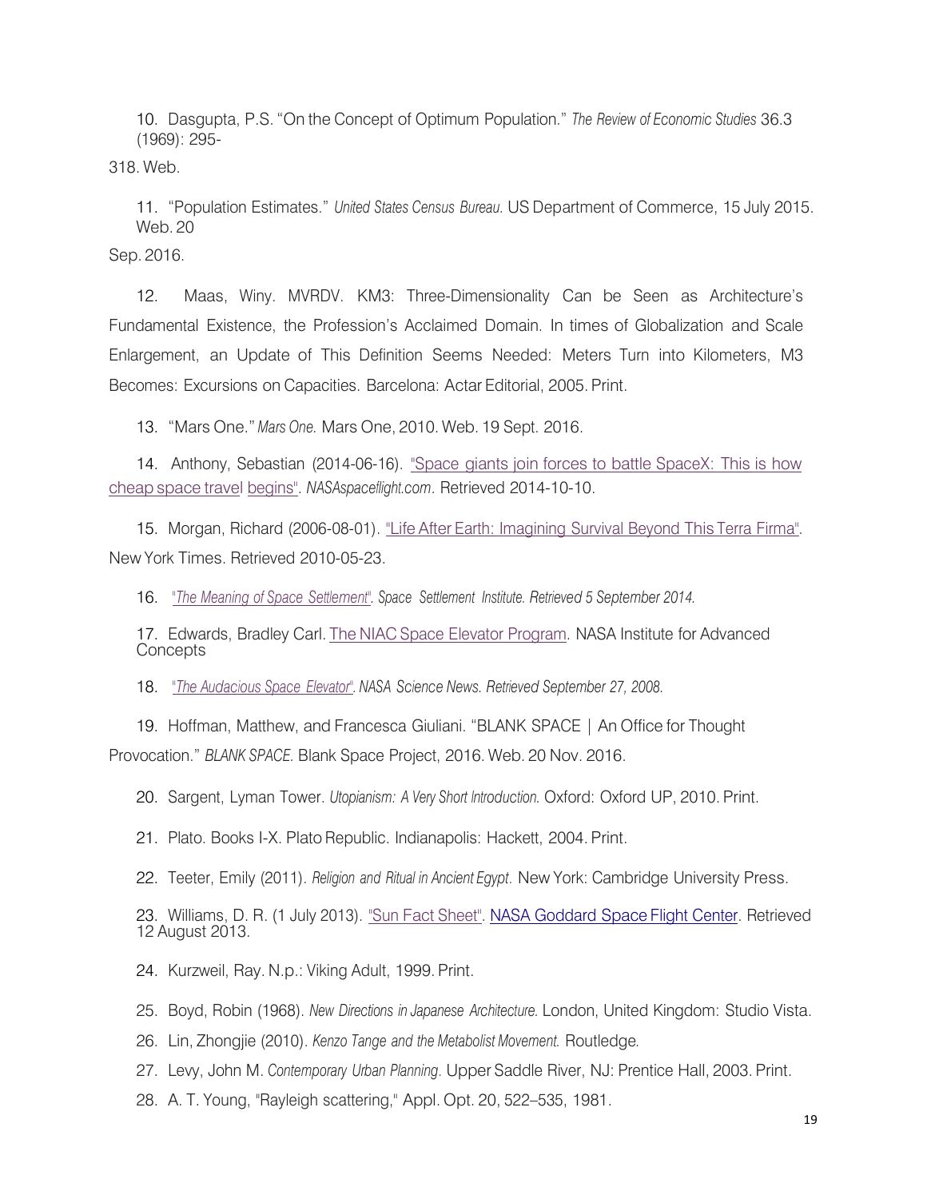10. Dasgupta, P.S. "On the Concept of Optimum Population." *The Review of Economic Studies* 36.3 (1969): 295-318. Web.

11. "Population Estimates." *United States Census Bureau.* US Department of Commerce, 15 July 2015. Web. 20 Sep. 2016.

12. Maas, Winy. MVRDV. KM3: Three-Dimensionality Can be Seen as Architecture's Fundamental Existence, the Profession's Acclaimed Domain. In times of Globalization and Scale Enlargement, an Update of This Definition Seems Needed: Meters Turn into Kilometers, M3 Becomes: Excursions on Capacities. Barcelona: Actar Editorial, 2005. Print.

13. "Mars One." *Mars One.* Mars One, 2010. Web. 19 Sept. 2016.

14. Anthony, Sebastian (2014-06-16). "Space giants join forces to battle SpaceX: This is how cheap space travel begins". *NASAspaceflight.com*. Retrieved 2014-10-10.

15. Morgan, Richard (2006-08-01). "Life After Earth: Imagining Survival Beyond This Terra Firma". New York Times. Retrieved 2010-05-23.

16. *"The Meaning of Space Settlement". Space Settlement Institute. Retrieved 5 September 2014.*

17. Edwards, Bradley Carl. The NIAC Space Elevator Program. NASA Institute for Advanced Concepts

18. *"The Audacious Space Elevator". NASA Science News. Retrieved September 27, 2008.*

19. Hoffman, Matthew, and Francesca Giuliani. "BLANK SPACE | An Office for Thought Provocation." *BLANK SPACE.* Blank Space Project, 2016. Web. 20 Nov. 2016.

20. Sargent, Lyman Tower. *Utopianism: A Very Short Introduction.* Oxford: Oxford UP, 2010. Print.

21. Plato. Books I-X. Plato Republic. Indianapolis: Hackett, 2004. Print.

22. Teeter, Emily (2011). *Religion and Ritual in Ancient Egypt*. New York: Cambridge University Press.

23. Williams, D. R. (1 July 2013). "Sun Fact Sheet". NASA Goddard Space Flight Center. Retrieved 12 August 2013.

24. Kurzweil, Ray. N.p.: Viking Adult, 1999. Print.

25. Boyd, Robin (1968). *New Directions in Japanese Architecture.* London, United Kingdom: Studio Vista.

26. Lin, Zhongjie (2010). *Kenzo Tange and the Metabolist Movement.* Routledge*.*

27. Levy, John M. *Contemporary Urban Planning.* Upper Saddle River, NJ: Prentice Hall, 2003. Print.

28. A. T. Young, "Rayleigh scattering," Appl. Opt. 20, 522–535, 1981.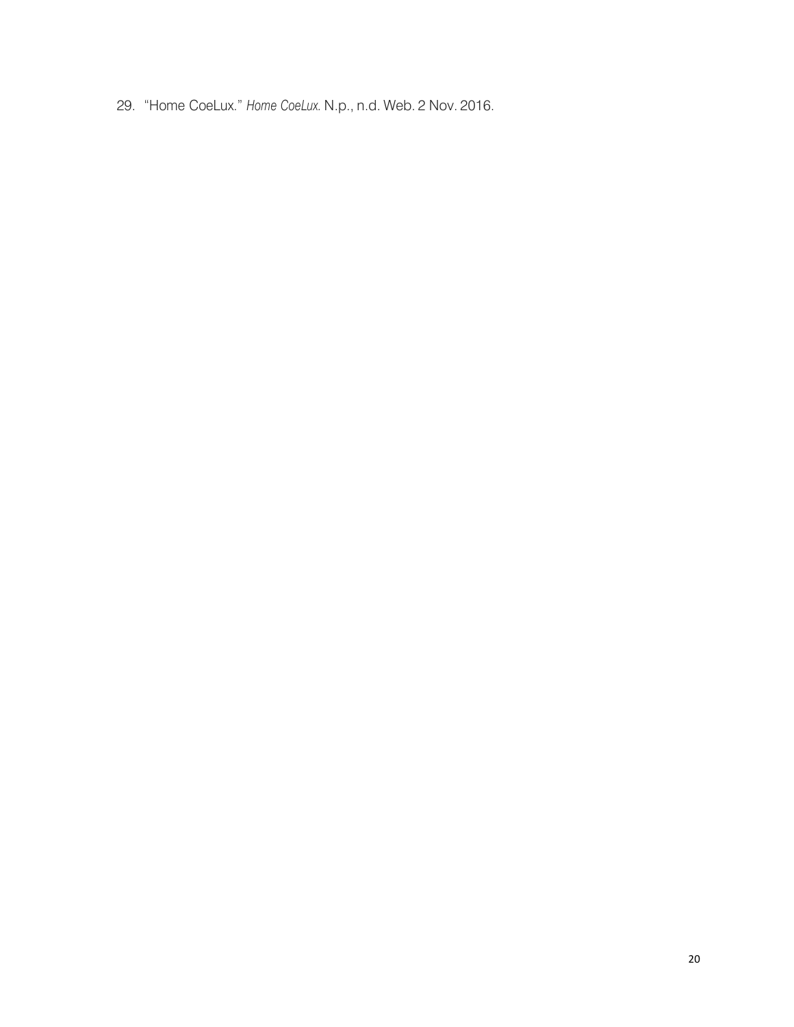29. "Home CoeLux." *Home CoeLux.* N.p., n.d. Web. 2 Nov. 2016.